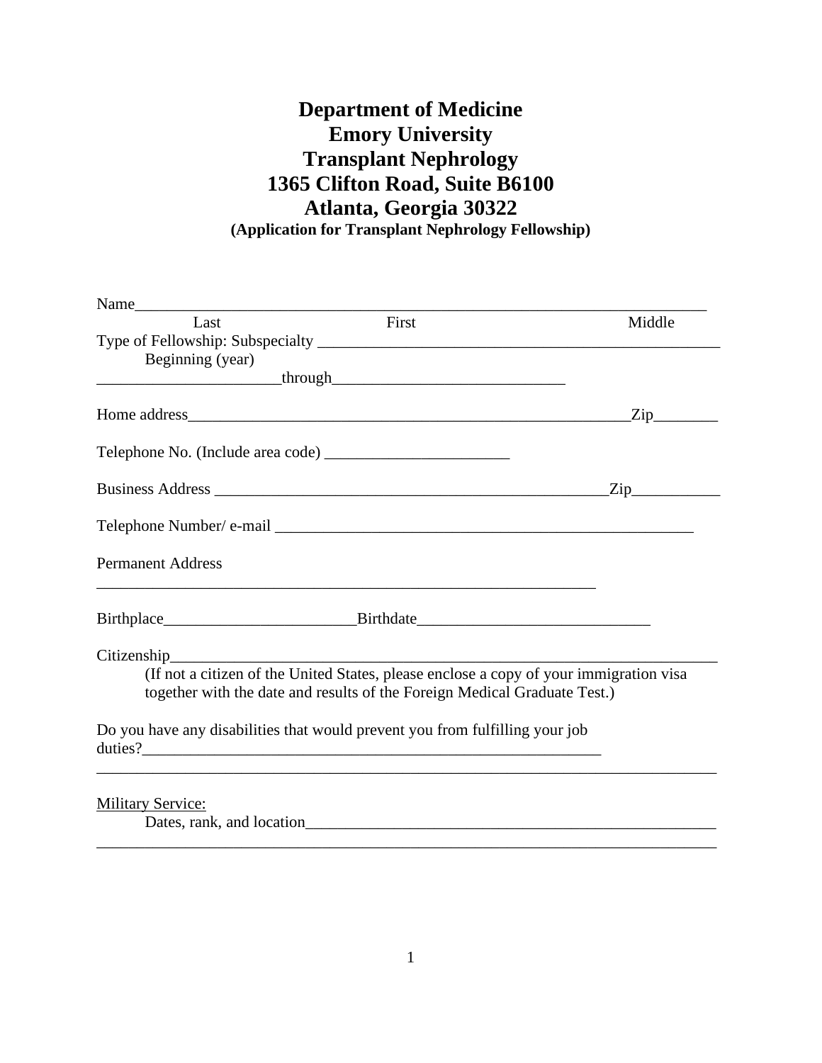# Department of Medicine
# Emory University
# Transplant Nephrology
# 1365 Clifton Road, Suite B6100
# Atlanta, Georgia 30322

**(Application for Transplant Nephrology Fellowship)**

Name_________________________________________________________________________

Last First Middle

Type of Fellowship: Subspecialty ____________________________________________________

Beginning (year)

_______________________through____________________________

Home address________________________________________________________Zip________

Telephone No. (Include area code) _______________________

Business Address ________________________________________________Zip___________

Telephone Number/ e-mail _______________________________________________

Permanent Address

_______________________________________________________________

Birthplace________________________Birthdate_____________________________

Citizenship_____________________________________________________________________

(If not a citizen of the United States, please enclose a copy of your immigration visa together with the date and results of the Foreign Medical Graduate Test.)

Do you have any disabilities that would prevent you from fulfilling your job duties?_________________________________________________________

_____________________________________________________________________________

Military Service:

Dates, rank, and location_______________________________________________

_____________________________________________________________________________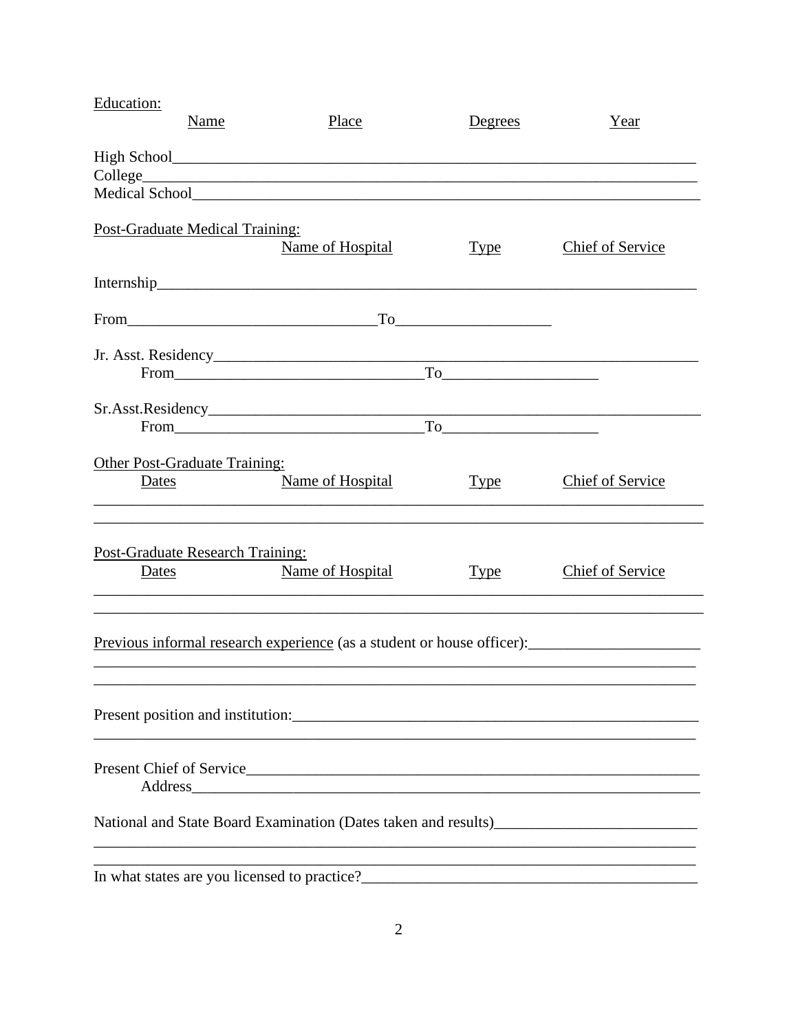Education:

| | Name | Place | Degrees | Year |
|---|---|---|---|---|
| High School | | | | |
| College | | | | |
| Medical School | | | | |

Post-Graduate Medical Training:

| | Name of Hospital | Type | Chief of Service |
|---|---|---|---|
| Internship | | | |

From________________________________To____________________

Jr. Asst. Residency_________________________________________________________________

From________________________________To____________________

Sr.Asst.Residency__________________________________________________________________

From________________________________To____________________

Other Post-Graduate Training:

| Dates | Name of Hospital | Type | Chief of Service |
|---|---|---|---|
| | | | |
| | | | |

Post-Graduate Research Training:

| Dates | Name of Hospital | Type | Chief of Service |
|---|---|---|---|
| | | | |
| | | | |

Previous informal research experience (as a student or house officer):______________________

_____________________________________________________________________________

_____________________________________________________________________________

Present position and institution:_______________________________________________________

_____________________________________________________________________________

Present Chief of Service_____________________________________________________________

Address_______________________________________________________________________

National and State Board Examination (Dates taken and results)__________________________

_____________________________________________________________________________

_____________________________________________________________________________

In what states are you licensed to practice?_____________________________________________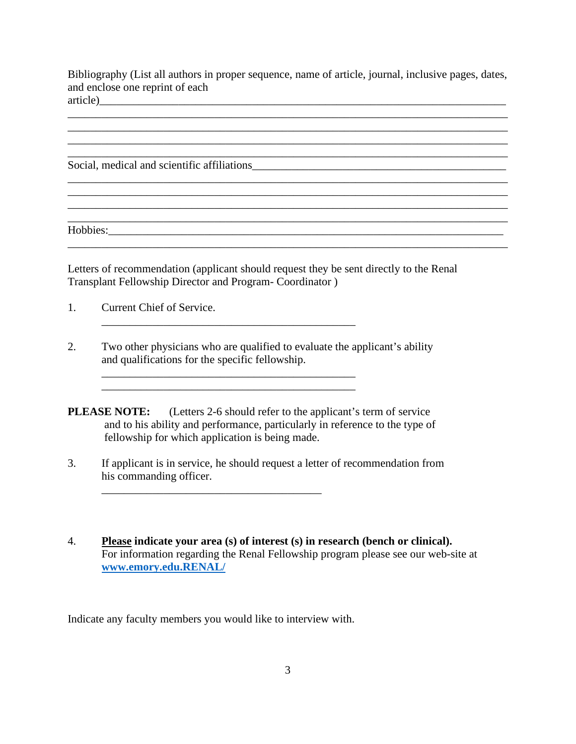Bibliography (List all authors in proper sequence, name of article, journal, inclusive pages, dates, and enclose one reprint of each article)\_\_\_\_\_\_\_\_\_\_\_\_\_\_\_\_\_\_\_\_\_\_\_\_\_\_\_\_\_\_\_\_\_\_\_\_\_\_\_\_\_\_\_\_\_\_\_\_\_\_\_\_\_\_\_\_\_\_\_\_\_\_\_\_\_\_\_\_\_\_\_\_

\_\_\_\_\_\_\_\_\_\_\_\_\_\_\_\_\_\_\_\_\_\_\_\_\_\_\_\_\_\_\_\_\_\_\_\_\_\_\_\_\_\_\_\_\_\_\_\_\_\_\_\_\_\_\_\_\_\_\_\_\_\_\_\_\_\_\_\_\_\_\_\_\_\_\_\_\_\_\_\_

\_\_\_\_\_\_\_\_\_\_\_\_\_\_\_\_\_\_\_\_\_\_\_\_\_\_\_\_\_\_\_\_\_\_\_\_\_\_\_\_\_\_\_\_\_\_\_\_\_\_\_\_\_\_\_\_\_\_\_\_\_\_\_\_\_\_\_\_\_\_\_\_\_\_\_\_\_\_\_\_

\_\_\_\_\_\_\_\_\_\_\_\_\_\_\_\_\_\_\_\_\_\_\_\_\_\_\_\_\_\_\_\_\_\_\_\_\_\_\_\_\_\_\_\_\_\_\_\_\_\_\_\_\_\_\_\_\_\_\_\_\_\_\_\_\_\_\_\_\_\_\_\_\_\_\_\_\_\_\_\_

\_\_\_\_\_\_\_\_\_\_\_\_\_\_\_\_\_\_\_\_\_\_\_\_\_\_\_\_\_\_\_\_\_\_\_\_\_\_\_\_\_\_\_\_\_\_\_\_\_\_\_\_\_\_\_\_\_\_\_\_\_\_\_\_\_\_\_\_\_\_\_\_\_\_\_\_\_\_\_\_

Social, medical and scientific affiliations\_\_\_\_\_\_\_\_\_\_\_\_\_\_\_\_\_\_\_\_\_\_\_\_\_\_\_\_\_\_\_\_\_\_\_\_\_\_\_\_\_\_\_\_\_\_\_\_

\_\_\_\_\_\_\_\_\_\_\_\_\_\_\_\_\_\_\_\_\_\_\_\_\_\_\_\_\_\_\_\_\_\_\_\_\_\_\_\_\_\_\_\_\_\_\_\_\_\_\_\_\_\_\_\_\_\_\_\_\_\_\_\_\_\_\_\_\_\_\_\_\_\_\_\_\_\_\_\_

\_\_\_\_\_\_\_\_\_\_\_\_\_\_\_\_\_\_\_\_\_\_\_\_\_\_\_\_\_\_\_\_\_\_\_\_\_\_\_\_\_\_\_\_\_\_\_\_\_\_\_\_\_\_\_\_\_\_\_\_\_\_\_\_\_\_\_\_\_\_\_\_\_\_\_\_\_\_\_\_

\_\_\_\_\_\_\_\_\_\_\_\_\_\_\_\_\_\_\_\_\_\_\_\_\_\_\_\_\_\_\_\_\_\_\_\_\_\_\_\_\_\_\_\_\_\_\_\_\_\_\_\_\_\_\_\_\_\_\_\_\_\_\_\_\_\_\_\_\_\_\_\_\_\_\_\_\_\_\_\_

\_\_\_\_\_\_\_\_\_\_\_\_\_\_\_\_\_\_\_\_\_\_\_\_\_\_\_\_\_\_\_\_\_\_\_\_\_\_\_\_\_\_\_\_\_\_\_\_\_\_\_\_\_\_\_\_\_\_\_\_\_\_\_\_\_\_\_\_\_\_\_\_\_\_\_\_\_\_\_\_

Hobbies:\_\_\_\_\_\_\_\_\_\_\_\_\_\_\_\_\_\_\_\_\_\_\_\_\_\_\_\_\_\_\_\_\_\_\_\_\_\_\_\_\_\_\_\_\_\_\_\_\_\_\_\_\_\_\_\_\_\_\_\_\_\_\_\_\_\_\_\_\_\_\_\_

\_\_\_\_\_\_\_\_\_\_\_\_\_\_\_\_\_\_\_\_\_\_\_\_\_\_\_\_\_\_\_\_\_\_\_\_\_\_\_\_\_\_\_\_\_\_\_\_\_\_\_\_\_\_\_\_\_\_\_\_\_\_\_\_\_\_\_\_\_\_\_\_\_\_\_\_\_\_\_\_

Letters of recommendation (applicant should request they be sent directly to the Renal Transplant Fellowship Director and Program- Coordinator )

1. Current Chief of Service.

   \_\_\_\_\_\_\_\_\_\_\_\_\_\_\_\_\_\_\_\_\_\_\_\_\_\_\_\_\_\_\_\_\_\_\_\_\_\_\_\_\_\_\_\_\_

2. Two other physicians who are qualified to evaluate the applicant's ability and qualifications for the specific fellowship.

   \_\_\_\_\_\_\_\_\_\_\_\_\_\_\_\_\_\_\_\_\_\_\_\_\_\_\_\_\_\_\_\_\_\_\_\_\_\_\_\_\_\_\_\_\_

   \_\_\_\_\_\_\_\_\_\_\_\_\_\_\_\_\_\_\_\_\_\_\_\_\_\_\_\_\_\_\_\_\_\_\_\_\_\_\_\_\_\_\_\_\_

**PLEASE NOTE:** (Letters 2-6 should refer to the applicant's term of service and to his ability and performance, particularly in reference to the type of fellowship for which application is being made.

3. If applicant is in service, he should request a letter of recommendation from his commanding officer.

   \_\_\_\_\_\_\_\_\_\_\_\_\_\_\_\_\_\_\_\_\_\_\_\_\_\_\_\_\_\_\_\_\_\_\_\_\_\_\_\_

4. **Please indicate your area (s) of interest (s) in research (bench or clinical).** For information regarding the Renal Fellowship program please see our web-site at **www.emory.edu.RENAL/**

Indicate any faculty members you would like to interview with.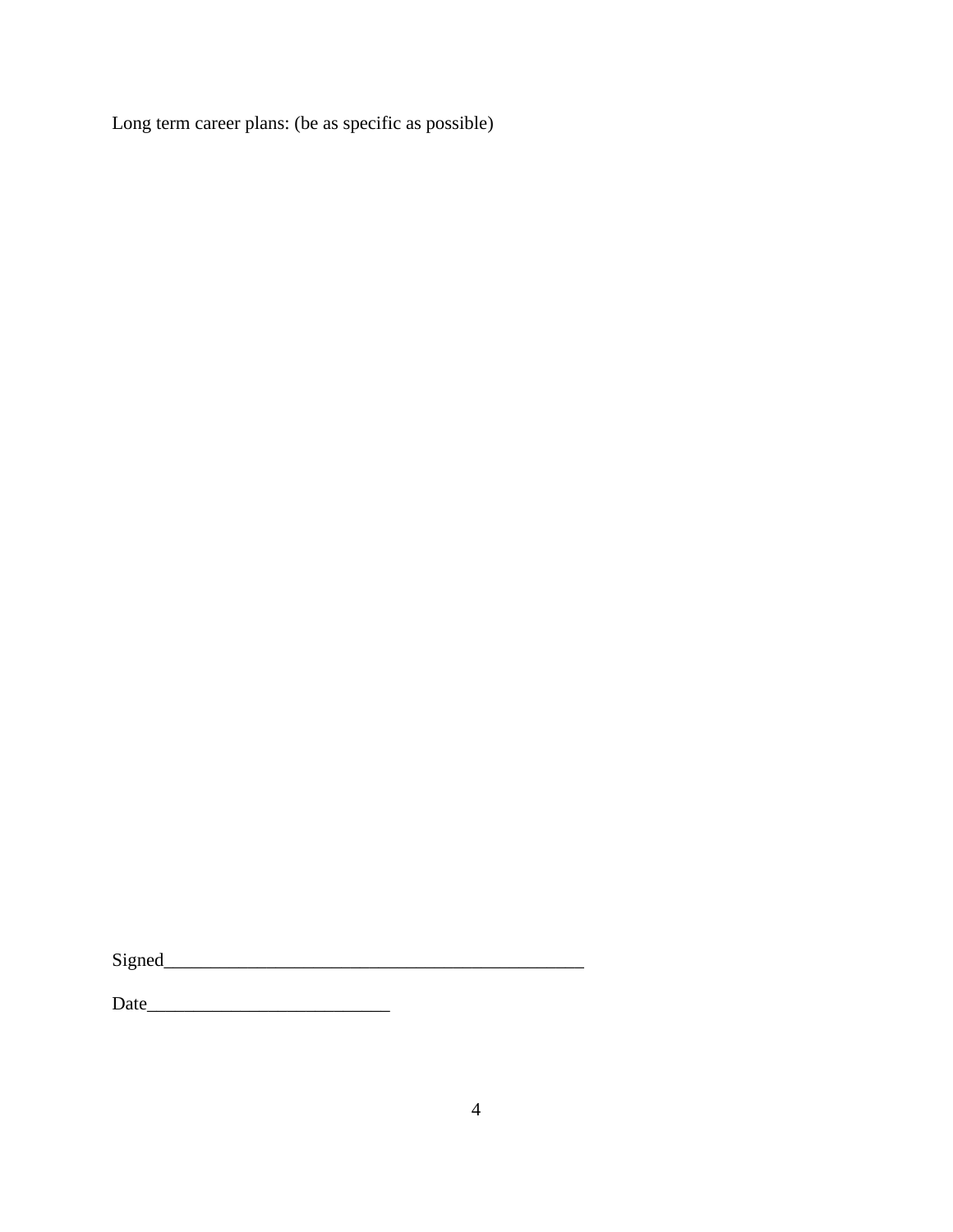Long term career plans: (be as specific as possible)

Signed_______________________________________________

Date___________________________